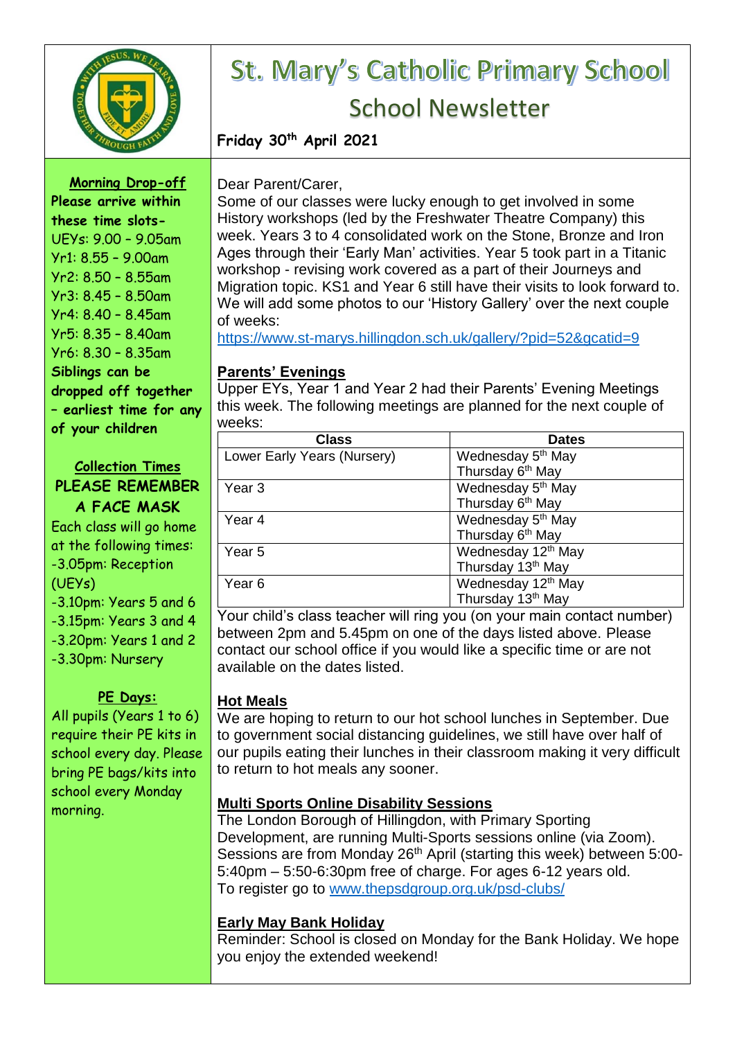# St. Mary's Catholic Primary School

## School Newsletter

**Friday 30th April 2021**

**Morning Drop-off**

**Please arrive within these time slots-**

UEYs: 9.00 – 9.05am
Yr1: 8.55 – 9.00am
Yr2: 8.50 – 8.55am
Yr3: 8.45 – 8.50am
Yr4: 8.40 – 8.45am
Yr5: 8.35 – 8.40am
Yr6: 8.30 – 8.35am

**Siblings can be dropped off together – earliest time for any of your children**

**Collection Times**

**PLEASE REMEMBER A FACE MASK**

Each class will go home at the following times:

- -3.05pm: Reception (UEYs)
- -3.10pm: Years 5 and 6
- -3.15pm: Years 3 and 4
- -3.20pm: Years 1 and 2
- -3.30pm: Nursery

**PE Days:**

All pupils (Years 1 to 6) require their PE kits in school every day. Please bring PE bags/kits into school every Monday morning.

Dear Parent/Carer,

Some of our classes were lucky enough to get involved in some History workshops (led by the Freshwater Theatre Company) this week. Years 3 to 4 consolidated work on the Stone, Bronze and Iron Ages through their 'Early Man' activities. Year 5 took part in a Titanic workshop - revising work covered as a part of their Journeys and Migration topic. KS1 and Year 6 still have their visits to look forward to. We will add some photos to our 'History Gallery' over the next couple of weeks:

https://www.st-marys.hillingdon.sch.uk/gallery/?pid=52&gcatid=9

### Parents' Evenings

Upper EYs, Year 1 and Year 2 had their Parents' Evening Meetings this week. The following meetings are planned for the next couple of weeks:

| Class | Dates |
| --- | --- |
| Lower Early Years (Nursery) | Wednesday 5th May<br>Thursday 6th May |
| Year 3 | Wednesday 5th May<br>Thursday 6th May |
| Year 4 | Wednesday 5th May<br>Thursday 6th May |
| Year 5 | Wednesday 12th May<br>Thursday 13th May |
| Year 6 | Wednesday 12th May<br>Thursday 13th May |

Your child's class teacher will ring you (on your main contact number) between 2pm and 5.45pm on one of the days listed above. Please contact our school office if you would like a specific time or are not available on the dates listed.

### Hot Meals

We are hoping to return to our hot school lunches in September. Due to government social distancing guidelines, we still have over half of our pupils eating their lunches in their classroom making it very difficult to return to hot meals any sooner.

### Multi Sports Online Disability Sessions

The London Borough of Hillingdon, with Primary Sporting Development, are running Multi-Sports sessions online (via Zoom). Sessions are from Monday 26th April (starting this week) between 5:00-5:40pm – 5:50-6:30pm free of charge. For ages 6-12 years old.

To register go to www.thepsdgroup.org.uk/psd-clubs/

### Early May Bank Holiday

Reminder: School is closed on Monday for the Bank Holiday. We hope you enjoy the extended weekend!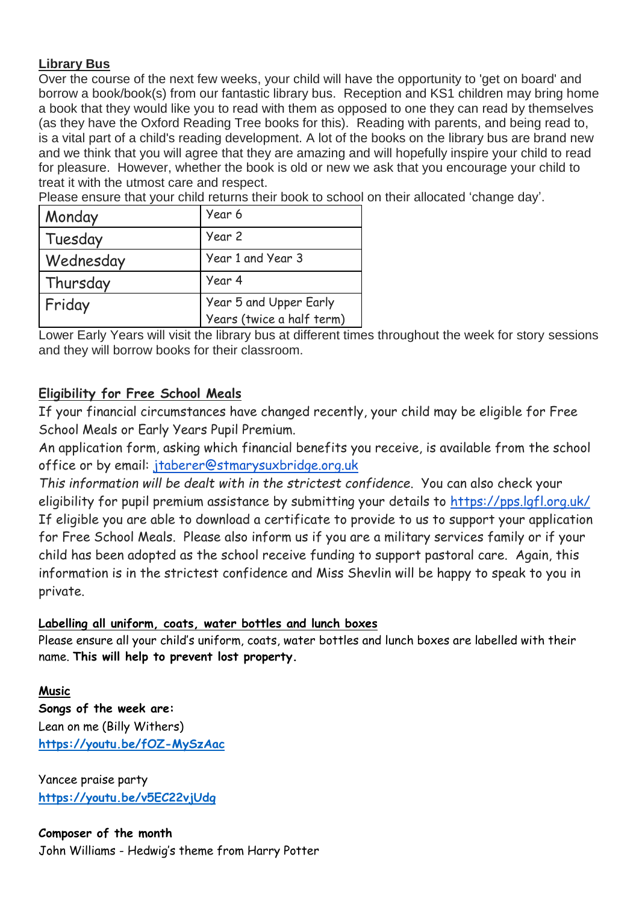## Library Bus

Over the course of the next few weeks, your child will have the opportunity to 'get on board' and borrow a book/book(s) from our fantastic library bus. Reception and KS1 children may bring home a book that they would like you to read with them as opposed to one they can read by themselves (as they have the Oxford Reading Tree books for this). Reading with parents, and being read to, is a vital part of a child's reading development. A lot of the books on the library bus are brand new and we think that you will agree that they are amazing and will hopefully inspire your child to read for pleasure. However, whether the book is old or new we ask that you encourage your child to treat it with the utmost care and respect.

Please ensure that your child returns their book to school on their allocated 'change day'.

| | |
|---|---|
| Monday | Year 6 |
| Tuesday | Year 2 |
| Wednesday | Year 1 and Year 3 |
| Thursday | Year 4 |
| Friday | Year 5 and Upper Early Years (twice a half term) |

Lower Early Years will visit the library bus at different times throughout the week for story sessions and they will borrow books for their classroom.

## Eligibility for Free School Meals

If your financial circumstances have changed recently, your child may be eligible for Free School Meals or Early Years Pupil Premium.

An application form, asking which financial benefits you receive, is available from the school office or by email: jtaberer@stmarysuxbridge.org.uk

*This information will be dealt with in the strictest confidence.* You can also check your eligibility for pupil premium assistance by submitting your details to https://pps.lgfl.org.uk/ If eligible you are able to download a certificate to provide to us to support your application for Free School Meals. Please also inform us if you are a military services family or if your child has been adopted as the school receive funding to support pastoral care. Again, this information is in the strictest confidence and Miss Shevlin will be happy to speak to you in private.

### Labelling all uniform, coats, water bottles and lunch boxes

Please ensure all your child's uniform, coats, water bottles and lunch boxes are labelled with their name. **This will help to prevent lost property.**

### Music

**Songs of the week are:**

Lean on me (Billy Withers)
**https://youtu.be/fOZ-MySzAac**

Yancee praise party
**https://youtu.be/v5EC22vjUdg**

**Composer of the month**

John Williams - Hedwig's theme from Harry Potter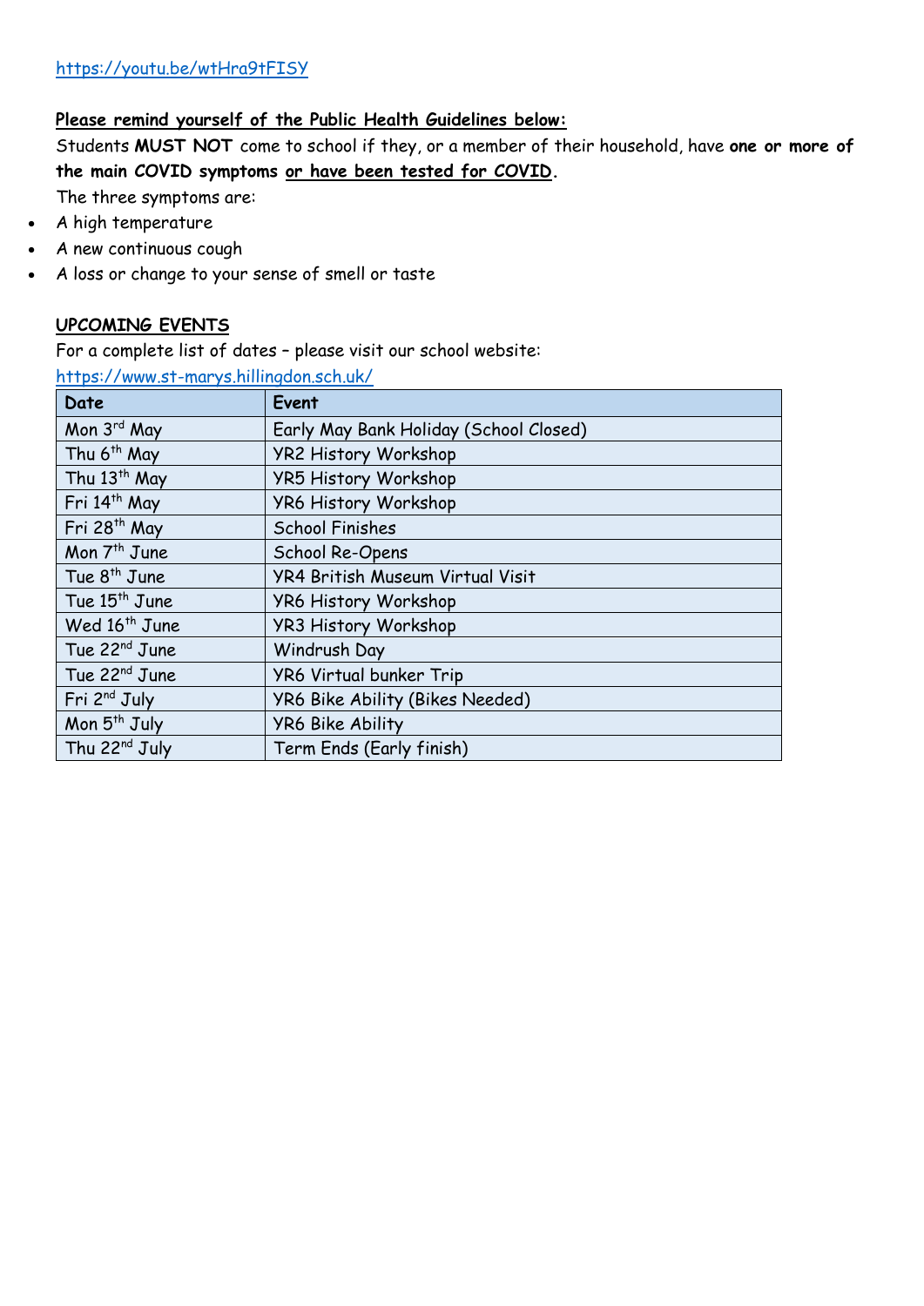https://youtu.be/wtHra9tFISY

**Please remind yourself of the Public Health Guidelines below:**

Students **MUST NOT** come to school if they, or a member of their household, have **one or more of the main COVID symptoms** **or have been tested for COVID**.

The three symptoms are:

- A high temperature
- A new continuous cough
- A loss or change to your sense of smell or taste

**UPCOMING EVENTS**

For a complete list of dates – please visit our school website:
https://www.st-marys.hillingdon.sch.uk/

| Date | Event |
|---|---|
| Mon 3rd May | Early May Bank Holiday (School Closed) |
| Thu 6th May | YR2 History Workshop |
| Thu 13th May | YR5 History Workshop |
| Fri 14th May | YR6 History Workshop |
| Fri 28th May | School Finishes |
| Mon 7th June | School Re-Opens |
| Tue 8th June | YR4 British Museum Virtual Visit |
| Tue 15th June | YR6 History Workshop |
| Wed 16th June | YR3 History Workshop |
| Tue 22nd June | Windrush Day |
| Tue 22nd June | YR6 Virtual bunker Trip |
| Fri 2nd July | YR6 Bike Ability (Bikes Needed) |
| Mon 5th July | YR6 Bike Ability |
| Thu 22nd July | Term Ends (Early finish) |